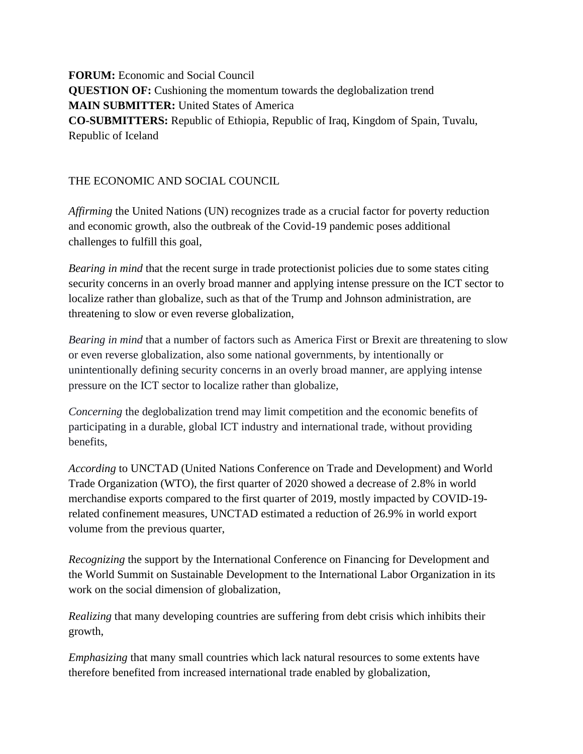**FORUM:** Economic and Social Council
**QUESTION OF:** Cushioning the momentum towards the deglobalization trend
**MAIN SUBMITTER:** United States of America
**CO-SUBMITTERS:** Republic of Ethiopia, Republic of Iraq, Kingdom of Spain, Tuvalu, Republic of Iceland

THE ECONOMIC AND SOCIAL COUNCIL

*Affirming* the United Nations (UN) recognizes trade as a crucial factor for poverty reduction and economic growth, also the outbreak of the Covid-19 pandemic poses additional challenges to fulfill this goal,

*Bearing in mind* that the recent surge in trade protectionist policies due to some states citing security concerns in an overly broad manner and applying intense pressure on the ICT sector to localize rather than globalize, such as that of the Trump and Johnson administration, are threatening to slow or even reverse globalization,

*Bearing in mind* that a number of factors such as America First or Brexit are threatening to slow or even reverse globalization, also some national governments, by intentionally or unintentionally defining security concerns in an overly broad manner, are applying intense pressure on the ICT sector to localize rather than globalize,

*Concerning* the deglobalization trend may limit competition and the economic benefits of participating in a durable, global ICT industry and international trade, without providing benefits,

*According* to UNCTAD (United Nations Conference on Trade and Development) and World Trade Organization (WTO), the first quarter of 2020 showed a decrease of 2.8% in world merchandise exports compared to the first quarter of 2019, mostly impacted by COVID-19-related confinement measures, UNCTAD estimated a reduction of 26.9% in world export volume from the previous quarter,

*Recognizing* the support by the International Conference on Financing for Development and the World Summit on Sustainable Development to the International Labor Organization in its work on the social dimension of globalization,

*Realizing* that many developing countries are suffering from debt crisis which inhibits their growth,

*Emphasizing* that many small countries which lack natural resources to some extents have therefore benefited from increased international trade enabled by globalization,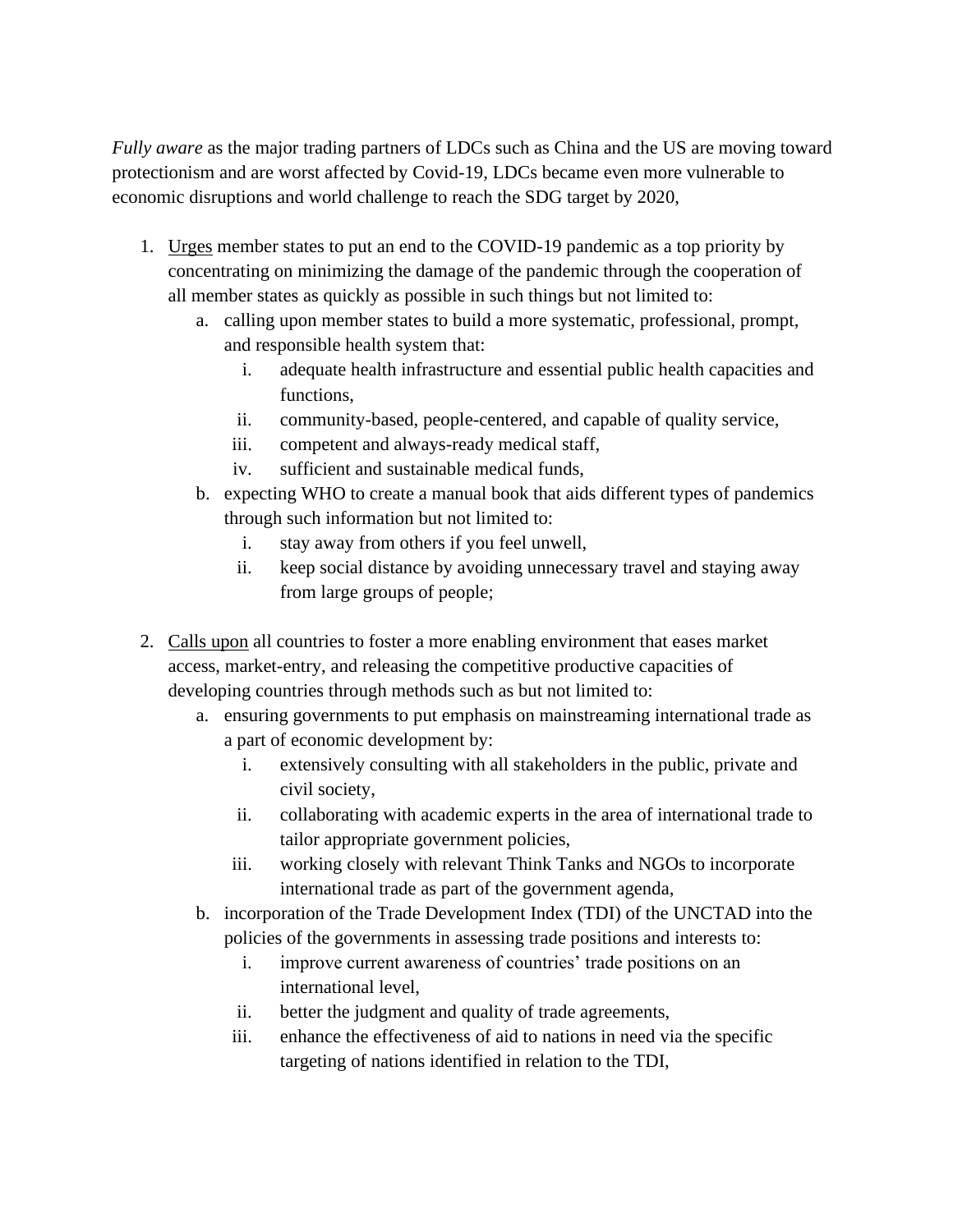*Fully aware* as the major trading partners of LDCs such as China and the US are moving toward protectionism and are worst affected by Covid-19, LDCs became even more vulnerable to economic disruptions and world challenge to reach the SDG target by 2020,

1. <u>Urges</u> member states to put an end to the COVID-19 pandemic as a top priority by concentrating on minimizing the damage of the pandemic through the cooperation of all member states as quickly as possible in such things but not limited to:
    a. calling upon member states to build a more systematic, professional, prompt, and responsible health system that:
        i. adequate health infrastructure and essential public health capacities and functions,
        ii. community-based, people-centered, and capable of quality service,
        iii. competent and always-ready medical staff,
        iv. sufficient and sustainable medical funds,
    b. expecting WHO to create a manual book that aids different types of pandemics through such information but not limited to:
        i. stay away from others if you feel unwell,
        ii. keep social distance by avoiding unnecessary travel and staying away from large groups of people;

2. <u>Calls upon</u> all countries to foster a more enabling environment that eases market access, market-entry, and releasing the competitive productive capacities of developing countries through methods such as but not limited to:
    a. ensuring governments to put emphasis on mainstreaming international trade as a part of economic development by:
        i. extensively consulting with all stakeholders in the public, private and civil society,
        ii. collaborating with academic experts in the area of international trade to tailor appropriate government policies,
        iii. working closely with relevant Think Tanks and NGOs to incorporate international trade as part of the government agenda,
    b. incorporation of the Trade Development Index (TDI) of the UNCTAD into the policies of the governments in assessing trade positions and interests to:
        i. improve current awareness of countries' trade positions on an international level,
        ii. better the judgment and quality of trade agreements,
        iii. enhance the effectiveness of aid to nations in need via the specific targeting of nations identified in relation to the TDI,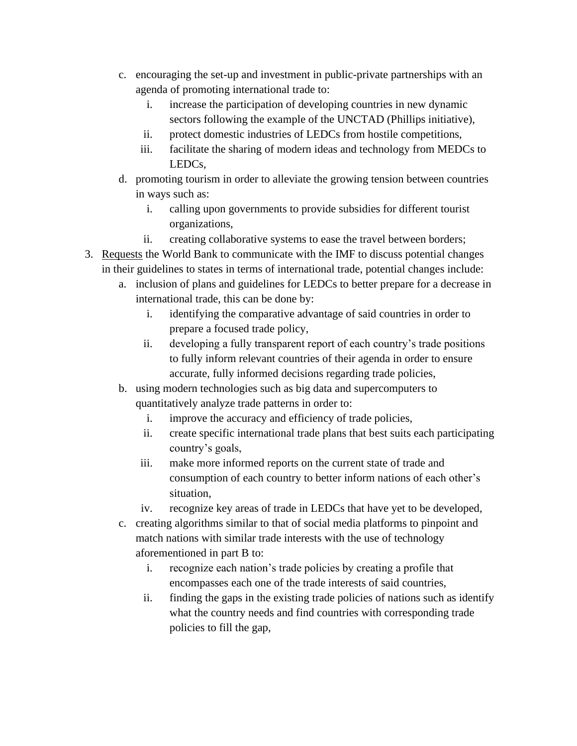c. encouraging the set-up and investment in public-private partnerships with an agenda of promoting international trade to:
      i. increase the participation of developing countries in new dynamic sectors following the example of the UNCTAD (Phillips initiative),
      ii. protect domestic industries of LEDCs from hostile competitions,
      iii. facilitate the sharing of modern ideas and technology from MEDCs to LEDCs,
   d. promoting tourism in order to alleviate the growing tension between countries in ways such as:
      i. calling upon governments to provide subsidies for different tourist organizations,
      ii. creating collaborative systems to ease the travel between borders;

3. <u>Requests</u> the World Bank to communicate with the IMF to discuss potential changes in their guidelines to states in terms of international trade, potential changes include:
   a. inclusion of plans and guidelines for LEDCs to better prepare for a decrease in international trade, this can be done by:
      i. identifying the comparative advantage of said countries in order to prepare a focused trade policy,
      ii. developing a fully transparent report of each country's trade positions to fully inform relevant countries of their agenda in order to ensure accurate, fully informed decisions regarding trade policies,
   b. using modern technologies such as big data and supercomputers to quantitatively analyze trade patterns in order to:
      i. improve the accuracy and efficiency of trade policies,
      ii. create specific international trade plans that best suits each participating country's goals,
      iii. make more informed reports on the current state of trade and consumption of each country to better inform nations of each other's situation,
      iv. recognize key areas of trade in LEDCs that have yet to be developed,
   c. creating algorithms similar to that of social media platforms to pinpoint and match nations with similar trade interests with the use of technology aforementioned in part B to:
      i. recognize each nation's trade policies by creating a profile that encompasses each one of the trade interests of said countries,
      ii. finding the gaps in the existing trade policies of nations such as identify what the country needs and find countries with corresponding trade policies to fill the gap,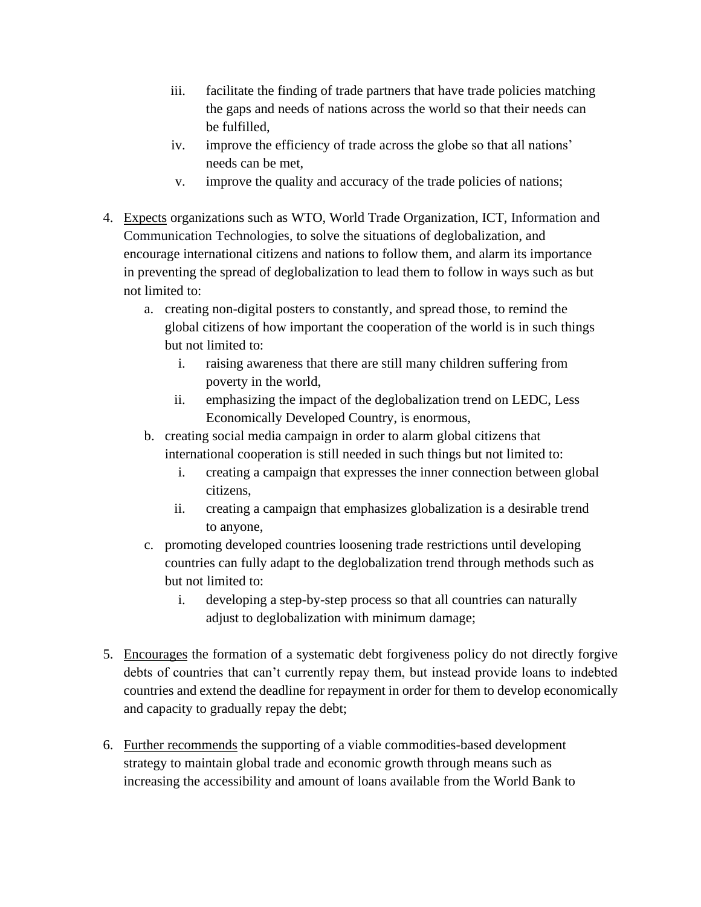iii. facilitate the finding of trade partners that have trade policies matching the gaps and needs of nations across the world so that their needs can be fulfilled,
   iv. improve the efficiency of trade across the globe so that all nations' needs can be met,
   v. improve the quality and accuracy of the trade policies of nations;

4. <u>Expects</u> organizations such as WTO, World Trade Organization, ICT, Information and Communication Technologies, to solve the situations of deglobalization, and encourage international citizens and nations to follow them, and alarm its importance in preventing the spread of deglobalization to lead them to follow in ways such as but not limited to:
   a. creating non-digital posters to constantly, and spread those, to remind the global citizens of how important the cooperation of the world is in such things but not limited to:
      i. raising awareness that there are still many children suffering from poverty in the world,
      ii. emphasizing the impact of the deglobalization trend on LEDC, Less Economically Developed Country, is enormous,
   b. creating social media campaign in order to alarm global citizens that international cooperation is still needed in such things but not limited to:
      i. creating a campaign that expresses the inner connection between global citizens,
      ii. creating a campaign that emphasizes globalization is a desirable trend to anyone,
   c. promoting developed countries loosening trade restrictions until developing countries can fully adapt to the deglobalization trend through methods such as but not limited to:
      i. developing a step-by-step process so that all countries can naturally adjust to deglobalization with minimum damage;

5. <u>Encourages</u> the formation of a systematic debt forgiveness policy do not directly forgive debts of countries that can't currently repay them, but instead provide loans to indebted countries and extend the deadline for repayment in order for them to develop economically and capacity to gradually repay the debt;

6. <u>Further recommends</u> the supporting of a viable commodities-based development strategy to maintain global trade and economic growth through means such as increasing the accessibility and amount of loans available from the World Bank to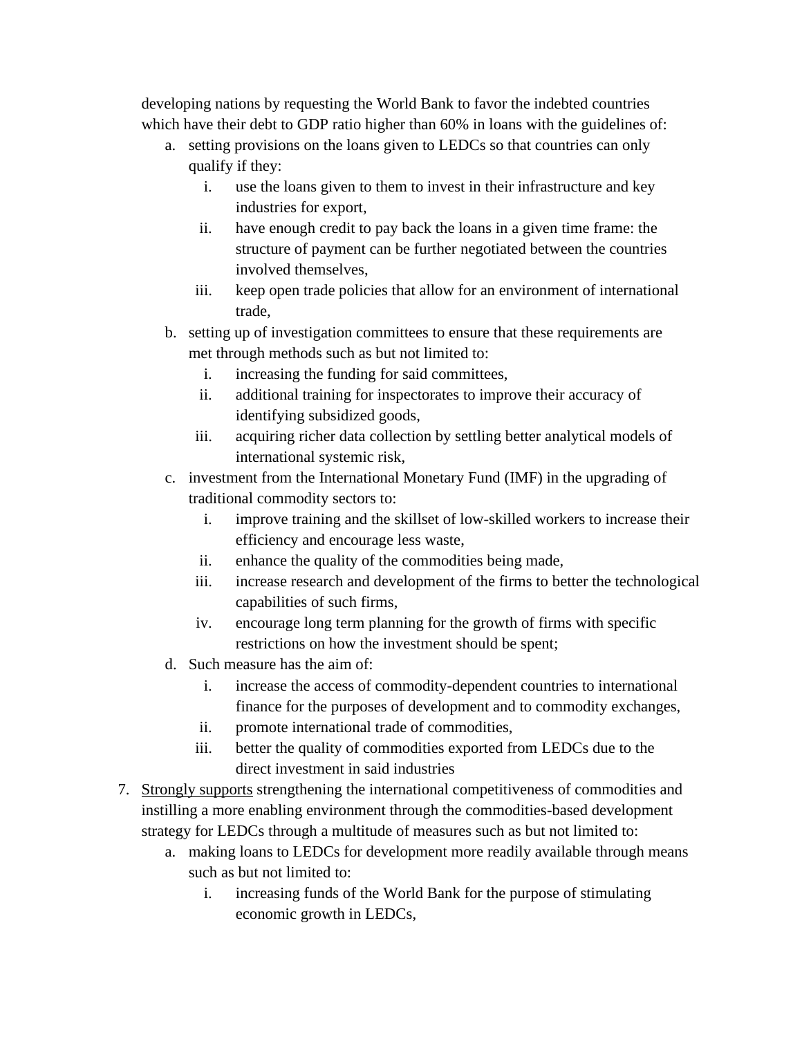developing nations by requesting the World Bank to favor the indebted countries which have their debt to GDP ratio higher than 60% in loans with the guidelines of:

   a. setting provisions on the loans given to LEDCs so that countries can only qualify if they:
      i. use the loans given to them to invest in their infrastructure and key industries for export,
      ii. have enough credit to pay back the loans in a given time frame: the structure of payment can be further negotiated between the countries involved themselves,
      iii. keep open trade policies that allow for an environment of international trade,
   b. setting up of investigation committees to ensure that these requirements are met through methods such as but not limited to:
      i. increasing the funding for said committees,
      ii. additional training for inspectorates to improve their accuracy of identifying subsidized goods,
      iii. acquiring richer data collection by settling better analytical models of international systemic risk,
   c. investment from the International Monetary Fund (IMF) in the upgrading of traditional commodity sectors to:
      i. improve training and the skillset of low-skilled workers to increase their efficiency and encourage less waste,
      ii. enhance the quality of the commodities being made,
      iii. increase research and development of the firms to better the technological capabilities of such firms,
      iv. encourage long term planning for the growth of firms with specific restrictions on how the investment should be spent;
   d. Such measure has the aim of:
      i. increase the access of commodity-dependent countries to international finance for the purposes of development and to commodity exchanges,
      ii. promote international trade of commodities,
      iii. better the quality of commodities exported from LEDCs due to the direct investment in said industries

7. <u>Strongly supports</u> strengthening the international competitiveness of commodities and instilling a more enabling environment through the commodities-based development strategy for LEDCs through a multitude of measures such as but not limited to:
   a. making loans to LEDCs for development more readily available through means such as but not limited to:
      i. increasing funds of the World Bank for the purpose of stimulating economic growth in LEDCs,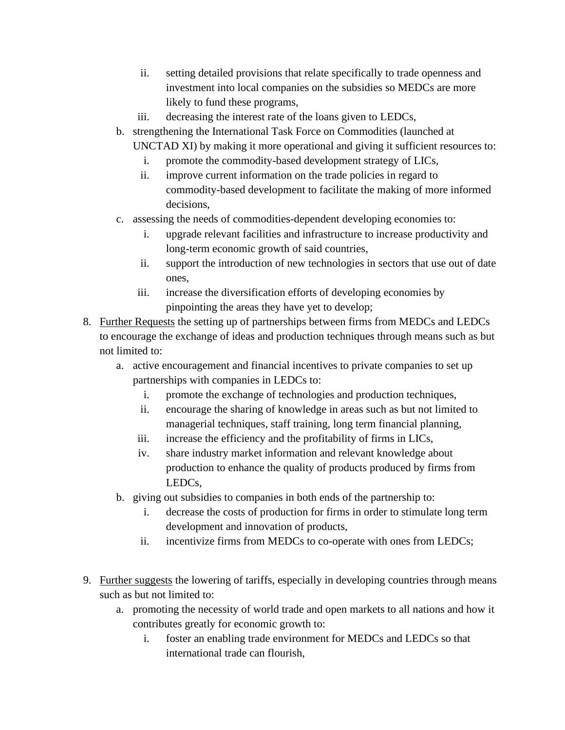ii. setting detailed provisions that relate specifically to trade openness and investment into local companies on the subsidies so MEDCs are more likely to fund these programs,
   iii. decreasing the interest rate of the loans given to LEDCs,
   
   b. strengthening the International Task Force on Commodities (launched at UNCTAD XI) by making it more operational and giving it sufficient resources to:
      i. promote the commodity-based development strategy of LICs,
      ii. improve current information on the trade policies in regard to commodity-based development to facilitate the making of more informed decisions,
   
   c. assessing the needs of commodities-dependent developing economies to:
      i. upgrade relevant facilities and infrastructure to increase productivity and long-term economic growth of said countries,
      ii. support the introduction of new technologies in sectors that use out of date ones,
      iii. increase the diversification efforts of developing economies by pinpointing the areas they have yet to develop;

8. <u>Further Requests</u> the setting up of partnerships between firms from MEDCs and LEDCs to encourage the exchange of ideas and production techniques through means such as but not limited to:
   a. active encouragement and financial incentives to private companies to set up partnerships with companies in LEDCs to:
      i. promote the exchange of technologies and production techniques,
      ii. encourage the sharing of knowledge in areas such as but not limited to managerial techniques, staff training, long term financial planning,
      iii. increase the efficiency and the profitability of firms in LICs,
      iv. share industry market information and relevant knowledge about production to enhance the quality of products produced by firms from LEDCs,
   b. giving out subsidies to companies in both ends of the partnership to:
      i. decrease the costs of production for firms in order to stimulate long term development and innovation of products,
      ii. incentivize firms from MEDCs to co-operate with ones from LEDCs;

9. <u>Further suggests</u> the lowering of tariffs, especially in developing countries through means such as but not limited to:
   a. promoting the necessity of world trade and open markets to all nations and how it contributes greatly for economic growth to:
      i. foster an enabling trade environment for MEDCs and LEDCs so that international trade can flourish,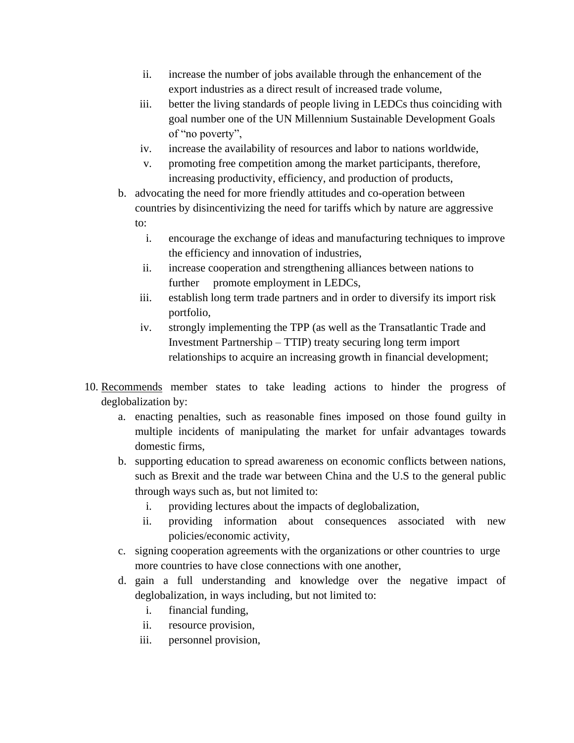ii. increase the number of jobs available through the enhancement of the export industries as a direct result of increased trade volume,
   iii. better the living standards of people living in LEDCs thus coinciding with goal number one of the UN Millennium Sustainable Development Goals of "no poverty",
   iv. increase the availability of resources and labor to nations worldwide,
   v. promoting free competition among the market participants, therefore, increasing productivity, efficiency, and production of products,

b. advocating the need for more friendly attitudes and co-operation between countries by disincentivizing the need for tariffs which by nature are aggressive to:
   i. encourage the exchange of ideas and manufacturing techniques to improve the efficiency and innovation of industries,
   ii. increase cooperation and strengthening alliances between nations to further promote employment in LEDCs,
   iii. establish long term trade partners and in order to diversify its import risk portfolio,
   iv. strongly implementing the TPP (as well as the Transatlantic Trade and Investment Partnership – TTIP) treaty securing long term import relationships to acquire an increasing growth in financial development;

10. <u>Recommends</u> member states to take leading actions to hinder the progress of deglobalization by:
    a. enacting penalties, such as reasonable fines imposed on those found guilty in multiple incidents of manipulating the market for unfair advantages towards domestic firms,
    b. supporting education to spread awareness on economic conflicts between nations, such as Brexit and the trade war between China and the U.S to the general public through ways such as, but not limited to:
       i. providing lectures about the impacts of deglobalization,
       ii. providing information about consequences associated with new policies/economic activity,
    c. signing cooperation agreements with the organizations or other countries to urge more countries to have close connections with one another,
    d. gain a full understanding and knowledge over the negative impact of deglobalization, in ways including, but not limited to:
       i. financial funding,
       ii. resource provision,
       iii. personnel provision,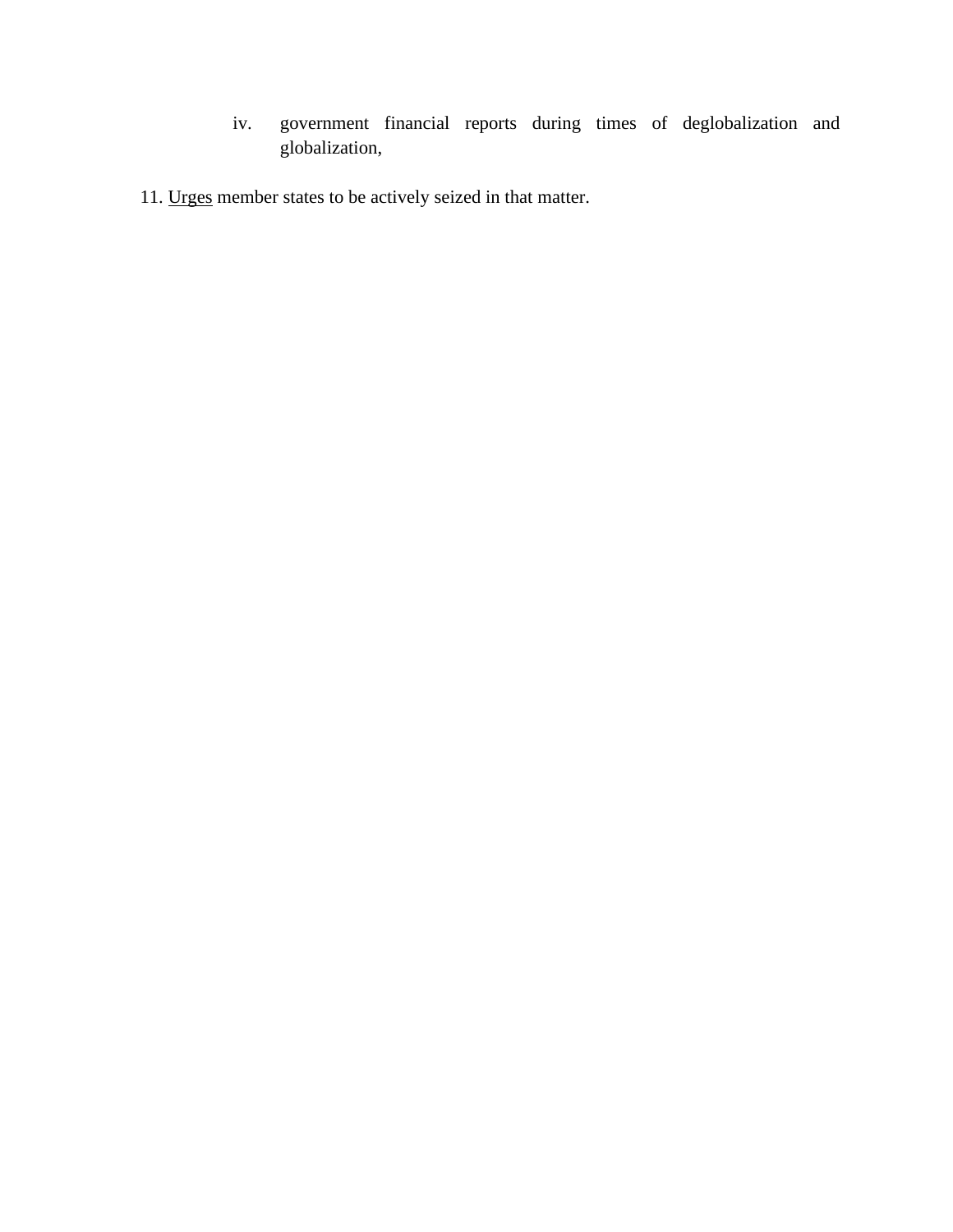iv. government financial reports during times of deglobalization and globalization,

11. <u>Urges</u> member states to be actively seized in that matter.